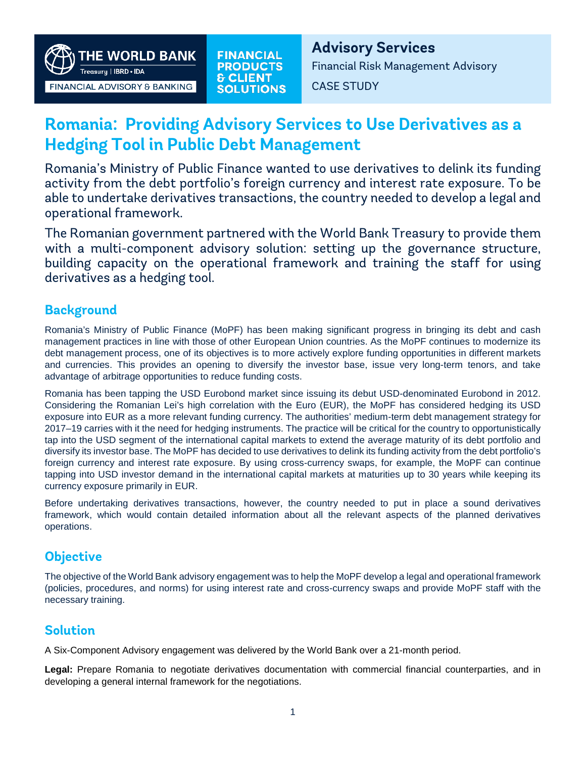THE WORLD BANK
Treasury | IBRD • IDA
FINANCIAL ADVISORY & BANKING

FINANCIAL PRODUCTS & CLIENT SOLUTIONS

**Advisory Services**
Financial Risk Management Advisory
CASE STUDY

# Romania: Providing Advisory Services to Use Derivatives as a Hedging Tool in Public Debt Management

Romania's Ministry of Public Finance wanted to use derivatives to delink its funding activity from the debt portfolio's foreign currency and interest rate exposure. To be able to undertake derivatives transactions, the country needed to develop a legal and operational framework.

The Romanian government partnered with the World Bank Treasury to provide them with a multi-component advisory solution: setting up the governance structure, building capacity on the operational framework and training the staff for using derivatives as a hedging tool.

## Background

Romania's Ministry of Public Finance (MoPF) has been making significant progress in bringing its debt and cash management practices in line with those of other European Union countries. As the MoPF continues to modernize its debt management process, one of its objectives is to more actively explore funding opportunities in different markets and currencies. This provides an opening to diversify the investor base, issue very long-term tenors, and take advantage of arbitrage opportunities to reduce funding costs.

Romania has been tapping the USD Eurobond market since issuing its debut USD-denominated Eurobond in 2012. Considering the Romanian Lei's high correlation with the Euro (EUR), the MoPF has considered hedging its USD exposure into EUR as a more relevant funding currency. The authorities' medium-term debt management strategy for 2017–19 carries with it the need for hedging instruments. The practice will be critical for the country to opportunistically tap into the USD segment of the international capital markets to extend the average maturity of its debt portfolio and diversify its investor base. The MoPF has decided to use derivatives to delink its funding activity from the debt portfolio's foreign currency and interest rate exposure. By using cross-currency swaps, for example, the MoPF can continue tapping into USD investor demand in the international capital markets at maturities up to 30 years while keeping its currency exposure primarily in EUR.

Before undertaking derivatives transactions, however, the country needed to put in place a sound derivatives framework, which would contain detailed information about all the relevant aspects of the planned derivatives operations.

## Objective

The objective of the World Bank advisory engagement was to help the MoPF develop a legal and operational framework (policies, procedures, and norms) for using interest rate and cross-currency swaps and provide MoPF staff with the necessary training.

## Solution

A Six-Component Advisory engagement was delivered by the World Bank over a 21-month period.

**Legal:** Prepare Romania to negotiate derivatives documentation with commercial financial counterparties, and in developing a general internal framework for the negotiations.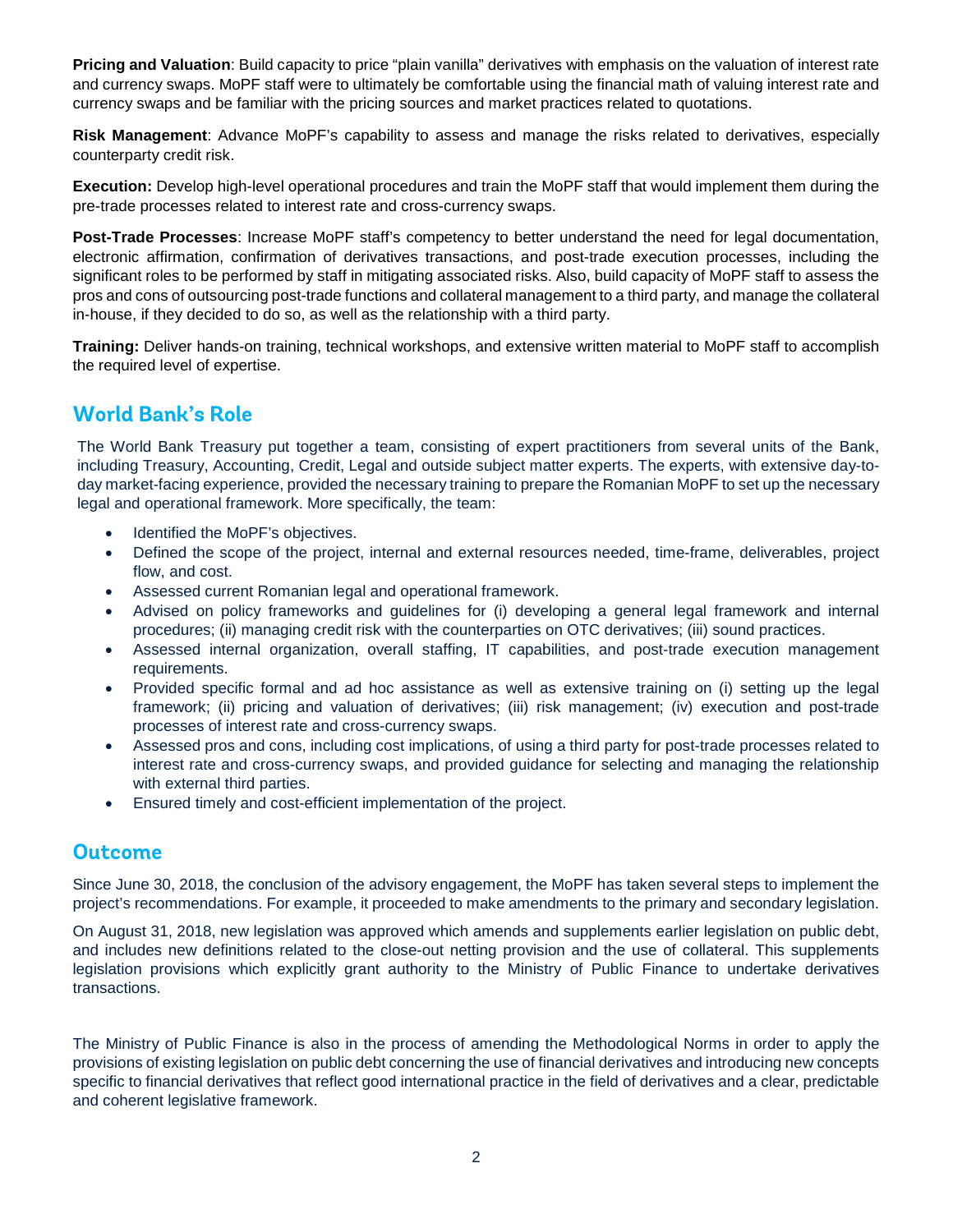**Pricing and Valuation**: Build capacity to price "plain vanilla" derivatives with emphasis on the valuation of interest rate and currency swaps. MoPF staff were to ultimately be comfortable using the financial math of valuing interest rate and currency swaps and be familiar with the pricing sources and market practices related to quotations.

**Risk Management**: Advance MoPF's capability to assess and manage the risks related to derivatives, especially counterparty credit risk.

**Execution:** Develop high-level operational procedures and train the MoPF staff that would implement them during the pre-trade processes related to interest rate and cross-currency swaps.

**Post-Trade Processes**: Increase MoPF staff's competency to better understand the need for legal documentation, electronic affirmation, confirmation of derivatives transactions, and post-trade execution processes, including the significant roles to be performed by staff in mitigating associated risks. Also, build capacity of MoPF staff to assess the pros and cons of outsourcing post-trade functions and collateral management to a third party, and manage the collateral in-house, if they decided to do so, as well as the relationship with a third party.

**Training:** Deliver hands-on training, technical workshops, and extensive written material to MoPF staff to accomplish the required level of expertise.

## World Bank's Role

The World Bank Treasury put together a team, consisting of expert practitioners from several units of the Bank, including Treasury, Accounting, Credit, Legal and outside subject matter experts. The experts, with extensive day-to-day market-facing experience, provided the necessary training to prepare the Romanian MoPF to set up the necessary legal and operational framework. More specifically, the team:

- Identified the MoPF's objectives.
- Defined the scope of the project, internal and external resources needed, time-frame, deliverables, project flow, and cost.
- Assessed current Romanian legal and operational framework.
- Advised on policy frameworks and guidelines for (i) developing a general legal framework and internal procedures; (ii) managing credit risk with the counterparties on OTC derivatives; (iii) sound practices.
- Assessed internal organization, overall staffing, IT capabilities, and post-trade execution management requirements.
- Provided specific formal and ad hoc assistance as well as extensive training on (i) setting up the legal framework; (ii) pricing and valuation of derivatives; (iii) risk management; (iv) execution and post-trade processes of interest rate and cross-currency swaps.
- Assessed pros and cons, including cost implications, of using a third party for post-trade processes related to interest rate and cross-currency swaps, and provided guidance for selecting and managing the relationship with external third parties.
- Ensured timely and cost-efficient implementation of the project.

## Outcome

Since June 30, 2018, the conclusion of the advisory engagement, the MoPF has taken several steps to implement the project's recommendations. For example, it proceeded to make amendments to the primary and secondary legislation.

On August 31, 2018, new legislation was approved which amends and supplements earlier legislation on public debt, and includes new definitions related to the close-out netting provision and the use of collateral. This supplements legislation provisions which explicitly grant authority to the Ministry of Public Finance to undertake derivatives transactions.

The Ministry of Public Finance is also in the process of amending the Methodological Norms in order to apply the provisions of existing legislation on public debt concerning the use of financial derivatives and introducing new concepts specific to financial derivatives that reflect good international practice in the field of derivatives and a clear, predictable and coherent legislative framework.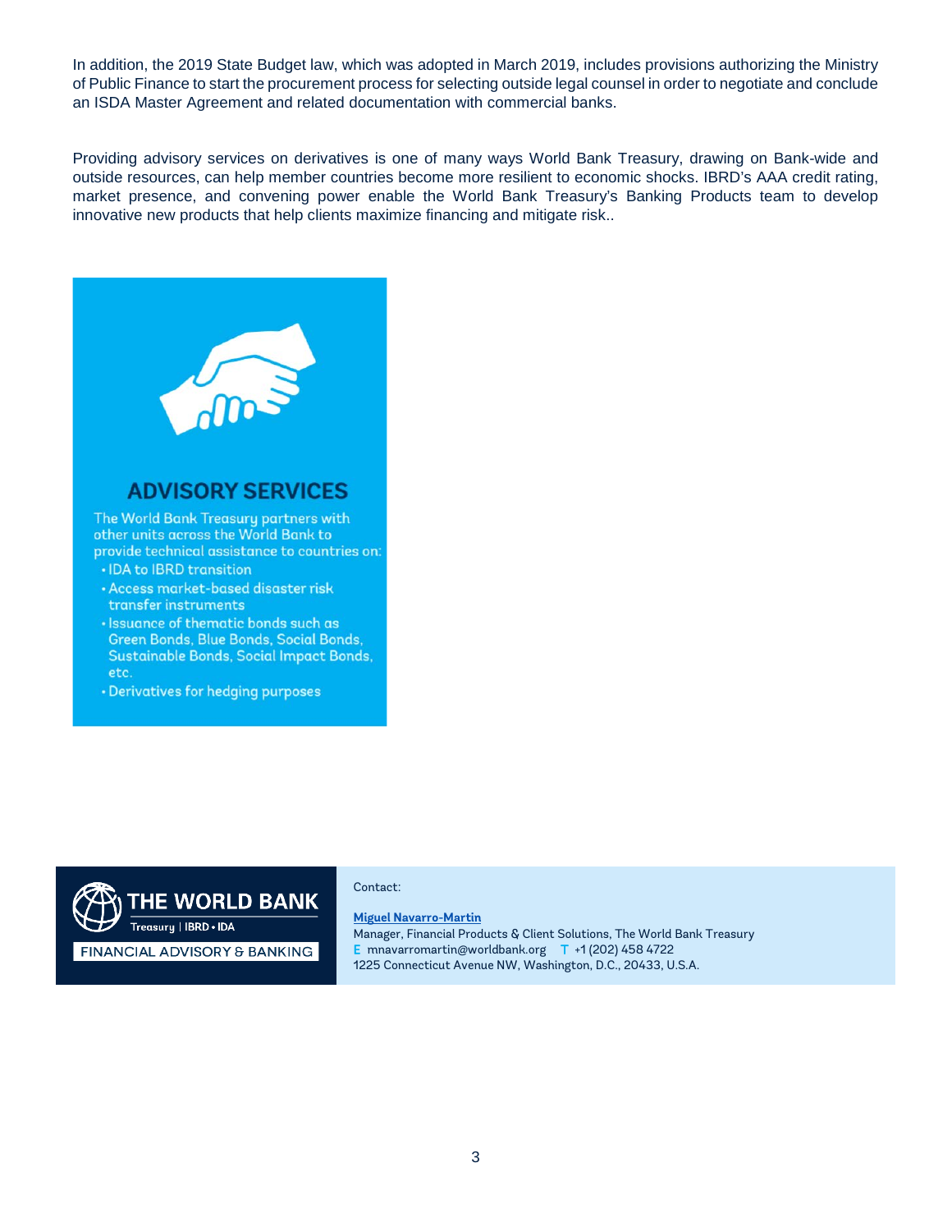In addition, the 2019 State Budget law, which was adopted in March 2019, includes provisions authorizing the Ministry of Public Finance to start the procurement process for selecting outside legal counsel in order to negotiate and conclude an ISDA Master Agreement and related documentation with commercial banks.

Providing advisory services on derivatives is one of many ways World Bank Treasury, drawing on Bank-wide and outside resources, can help member countries become more resilient to economic shocks. IBRD's AAA credit rating, market presence, and convening power enable the World Bank Treasury's Banking Products team to develop innovative new products that help clients maximize financing and mitigate risk..

## ADVISORY SERVICES

The World Bank Treasury partners with other units across the World Bank to provide technical assistance to countries on:

- IDA to IBRD transition
- Access market-based disaster risk transfer instruments
- Issuance of thematic bonds such as Green Bonds, Blue Bonds, Social Bonds, Sustainable Bonds, Social Impact Bonds, etc.
- Derivatives for hedging purposes

THE WORLD BANK
Treasury | IBRD • IDA
FINANCIAL ADVISORY & BANKING

Contact:

**Miguel Navarro-Martin**
Manager, Financial Products & Client Solutions, The World Bank Treasury
E mnavarromartin@worldbank.org T +1 (202) 458 4722
1225 Connecticut Avenue NW, Washington, D.C., 20433, U.S.A.